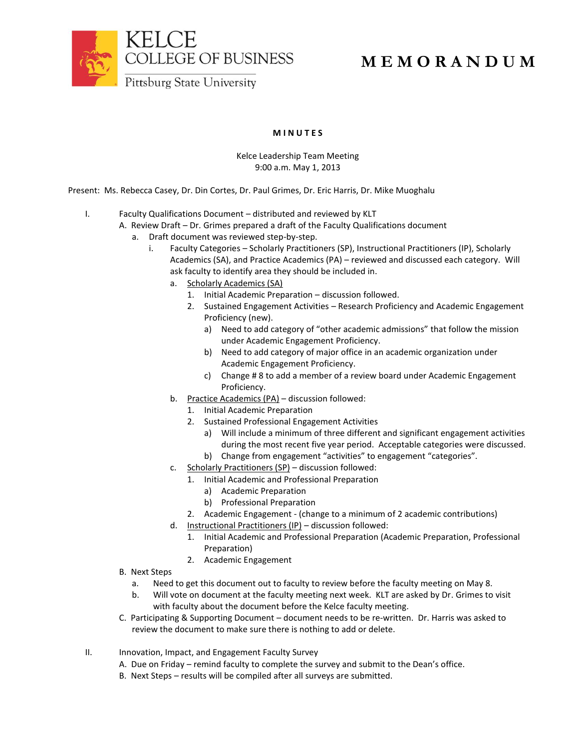KELCE
COLLEGE OF BUSINESS
Pittsburg State University

# MEMORANDUM

## MINUTES

Kelce Leadership Team Meeting
9:00 a.m. May 1, 2013

Present: Ms. Rebecca Casey, Dr. Din Cortes, Dr. Paul Grimes, Dr. Eric Harris, Dr. Mike Muoghalu

I. Faculty Qualifications Document – distributed and reviewed by KLT
   - A. Review Draft – Dr. Grimes prepared a draft of the Faculty Qualifications document
     - a. Draft document was reviewed step-by-step.
       - i. Faculty Categories – Scholarly Practitioners (SP), Instructional Practitioners (IP), Scholarly Academics (SA), and Practice Academics (PA) – reviewed and discussed each category. Will ask faculty to identify area they should be included in.
         - a. <u>Scholarly Academics (SA)</u>
           1. Initial Academic Preparation – discussion followed.
           2. Sustained Engagement Activities – Research Proficiency and Academic Engagement Proficiency (new).
              - a) Need to add category of "other academic admissions" that follow the mission under Academic Engagement Proficiency.
              - b) Need to add category of major office in an academic organization under Academic Engagement Proficiency.
              - c) Change # 8 to add a member of a review board under Academic Engagement Proficiency.
         - b. <u>Practice Academics (PA)</u> – discussion followed:
           1. Initial Academic Preparation
           2. Sustained Professional Engagement Activities
              - a) Will include a minimum of three different and significant engagement activities during the most recent five year period. Acceptable categories were discussed.
              - b) Change from engagement "activities" to engagement "categories".
         - c. <u>Scholarly Practitioners (SP)</u> – discussion followed:
           1. Initial Academic and Professional Preparation
              - a) Academic Preparation
              - b) Professional Preparation
           2. Academic Engagement - (change to a minimum of 2 academic contributions)
         - d. <u>Instructional Practitioners (IP)</u> – discussion followed:
           1. Initial Academic and Professional Preparation (Academic Preparation, Professional Preparation)
           2. Academic Engagement
   - B. Next Steps
     - a. Need to get this document out to faculty to review before the faculty meeting on May 8.
     - b. Will vote on document at the faculty meeting next week. KLT are asked by Dr. Grimes to visit with faculty about the document before the Kelce faculty meeting.
   - C. Participating & Supporting Document – document needs to be re-written. Dr. Harris was asked to review the document to make sure there is nothing to add or delete.

II. Innovation, Impact, and Engagement Faculty Survey
   - A. Due on Friday – remind faculty to complete the survey and submit to the Dean's office.
   - B. Next Steps – results will be compiled after all surveys are submitted.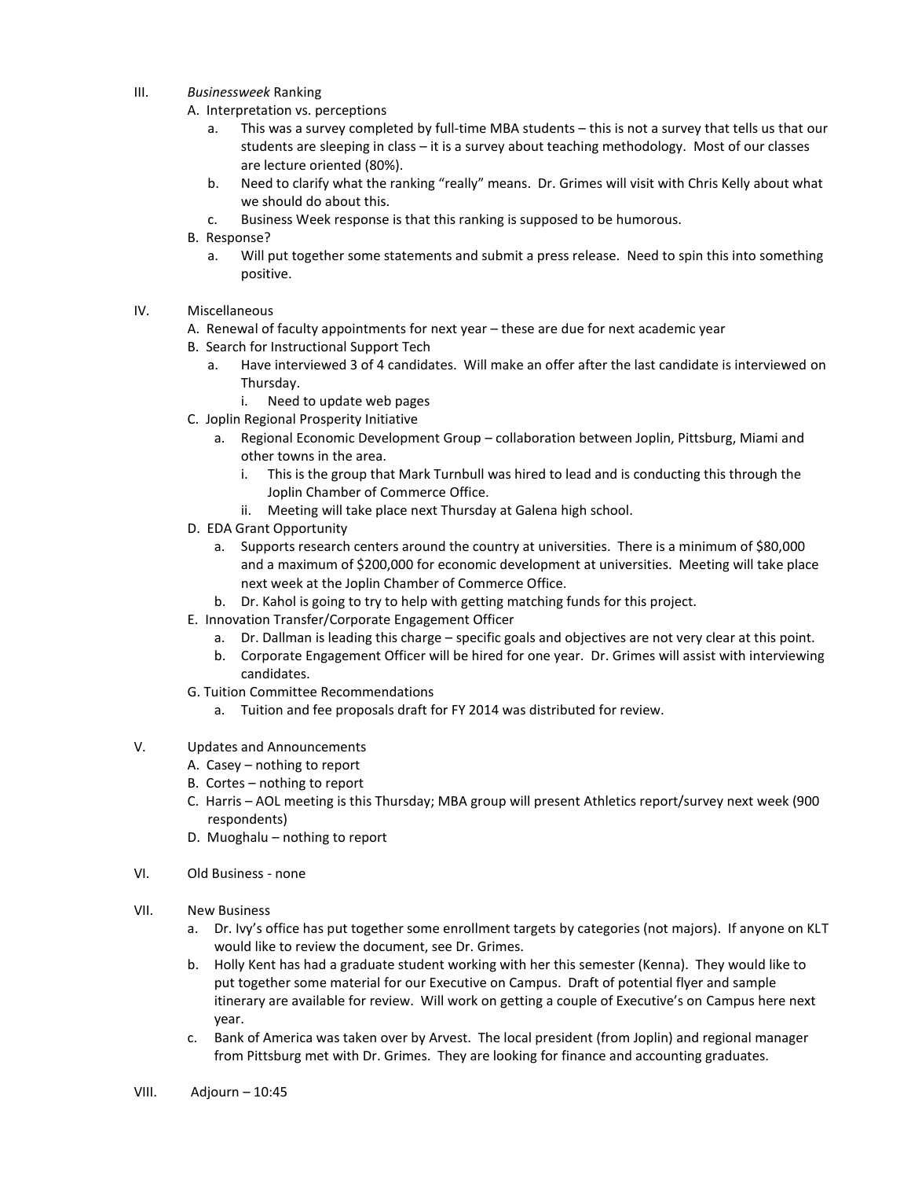III. *Businessweek* Ranking

A. Interpretation vs. perceptions

a. This was a survey completed by full-time MBA students – this is not a survey that tells us that our students are sleeping in class – it is a survey about teaching methodology. Most of our classes are lecture oriented (80%).

b. Need to clarify what the ranking "really" means. Dr. Grimes will visit with Chris Kelly about what we should do about this.

c. Business Week response is that this ranking is supposed to be humorous.

B. Response?

a. Will put together some statements and submit a press release. Need to spin this into something positive.

IV. Miscellaneous

A. Renewal of faculty appointments for next year – these are due for next academic year

B. Search for Instructional Support Tech

a. Have interviewed 3 of 4 candidates. Will make an offer after the last candidate is interviewed on Thursday.

i. Need to update web pages

C. Joplin Regional Prosperity Initiative

a. Regional Economic Development Group – collaboration between Joplin, Pittsburg, Miami and other towns in the area.

i. This is the group that Mark Turnbull was hired to lead and is conducting this through the Joplin Chamber of Commerce Office.

ii. Meeting will take place next Thursday at Galena high school.

D. EDA Grant Opportunity

a. Supports research centers around the country at universities. There is a minimum of $80,000 and a maximum of $200,000 for economic development at universities. Meeting will take place next week at the Joplin Chamber of Commerce Office.

b. Dr. Kahol is going to try to help with getting matching funds for this project.

E. Innovation Transfer/Corporate Engagement Officer

a. Dr. Dallman is leading this charge – specific goals and objectives are not very clear at this point.

b. Corporate Engagement Officer will be hired for one year. Dr. Grimes will assist with interviewing candidates.

G. Tuition Committee Recommendations

a. Tuition and fee proposals draft for FY 2014 was distributed for review.

V. Updates and Announcements

A. Casey – nothing to report

B. Cortes – nothing to report

C. Harris – AOL meeting is this Thursday; MBA group will present Athletics report/survey next week (900 respondents)

D. Muoghalu – nothing to report

VI. Old Business - none

VII. New Business

a. Dr. Ivy's office has put together some enrollment targets by categories (not majors). If anyone on KLT would like to review the document, see Dr. Grimes.

b. Holly Kent has had a graduate student working with her this semester (Kenna). They would like to put together some material for our Executive on Campus. Draft of potential flyer and sample itinerary are available for review. Will work on getting a couple of Executive's on Campus here next year.

c. Bank of America was taken over by Arvest. The local president (from Joplin) and regional manager from Pittsburg met with Dr. Grimes. They are looking for finance and accounting graduates.

VIII. Adjourn – 10:45